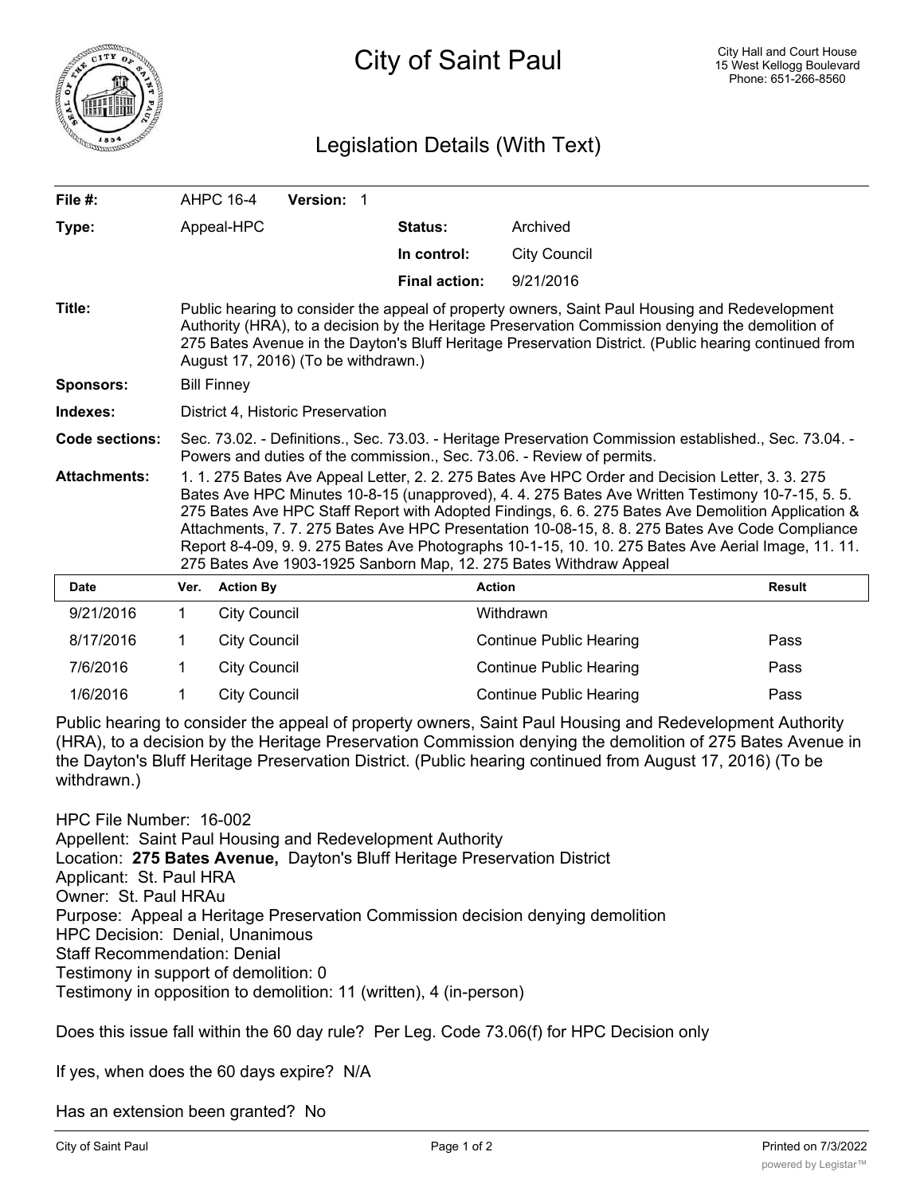# City of Saint Paul

City Hall and Court House
15 West Kellogg Boulevard
Phone: 651-266-8560

## Legislation Details (With Text)

| | | | |
|---|---|---|---|
| **File #:** | AHPC 16-4 **Version:** 1 | | |
| **Type:** | Appeal-HPC | **Status:** | Archived |
| | | **In control:** | City Council |
| | | **Final action:** | 9/21/2016 |

**Title:** Public hearing to consider the appeal of property owners, Saint Paul Housing and Redevelopment Authority (HRA), to a decision by the Heritage Preservation Commission denying the demolition of 275 Bates Avenue in the Dayton's Bluff Heritage Preservation District. (Public hearing continued from August 17, 2016) (To be withdrawn.)

**Sponsors:** Bill Finney

**Indexes:** District 4, Historic Preservation

**Code sections:** Sec. 73.02. - Definitions., Sec. 73.03. - Heritage Preservation Commission established., Sec. 73.04. - Powers and duties of the commission., Sec. 73.06. - Review of permits.

**Attachments:** 1. 1. 275 Bates Ave Appeal Letter, 2. 2. 275 Bates Ave HPC Order and Decision Letter, 3. 3. 275 Bates Ave HPC Minutes 10-8-15 (unapproved), 4. 4. 275 Bates Ave Written Testimony 10-7-15, 5. 5. 275 Bates Ave HPC Staff Report with Adopted Findings, 6. 6. 275 Bates Ave Demolition Application & Attachments, 7. 7. 275 Bates Ave HPC Presentation 10-08-15, 8. 8. 275 Bates Ave Code Compliance Report 8-4-09, 9. 9. 275 Bates Ave Photographs 10-1-15, 10. 10. 275 Bates Ave Aerial Image, 11. 11. 275 Bates Ave 1903-1925 Sanborn Map, 12. 275 Bates Withdraw Appeal

| Date | Ver. | Action By | Action | Result |
|---|---|---|---|---|
| 9/21/2016 | 1 | City Council | Withdrawn | |
| 8/17/2016 | 1 | City Council | Continue Public Hearing | Pass |
| 7/6/2016 | 1 | City Council | Continue Public Hearing | Pass |
| 1/6/2016 | 1 | City Council | Continue Public Hearing | Pass |

Public hearing to consider the appeal of property owners, Saint Paul Housing and Redevelopment Authority (HRA), to a decision by the Heritage Preservation Commission denying the demolition of 275 Bates Avenue in the Dayton's Bluff Heritage Preservation District. (Public hearing continued from August 17, 2016) (To be withdrawn.)

HPC File Number: 16-002
Appellent: Saint Paul Housing and Redevelopment Authority
Location: **275 Bates Avenue,** Dayton's Bluff Heritage Preservation District
Applicant: St. Paul HRA
Owner: St. Paul HRAu
Purpose: Appeal a Heritage Preservation Commission decision denying demolition
HPC Decision: Denial, Unanimous
Staff Recommendation: Denial
Testimony in support of demolition: 0
Testimony in opposition to demolition: 11 (written), 4 (in-person)

Does this issue fall within the 60 day rule? Per Leg. Code 73.06(f) for HPC Decision only

If yes, when does the 60 days expire? N/A

Has an extension been granted? No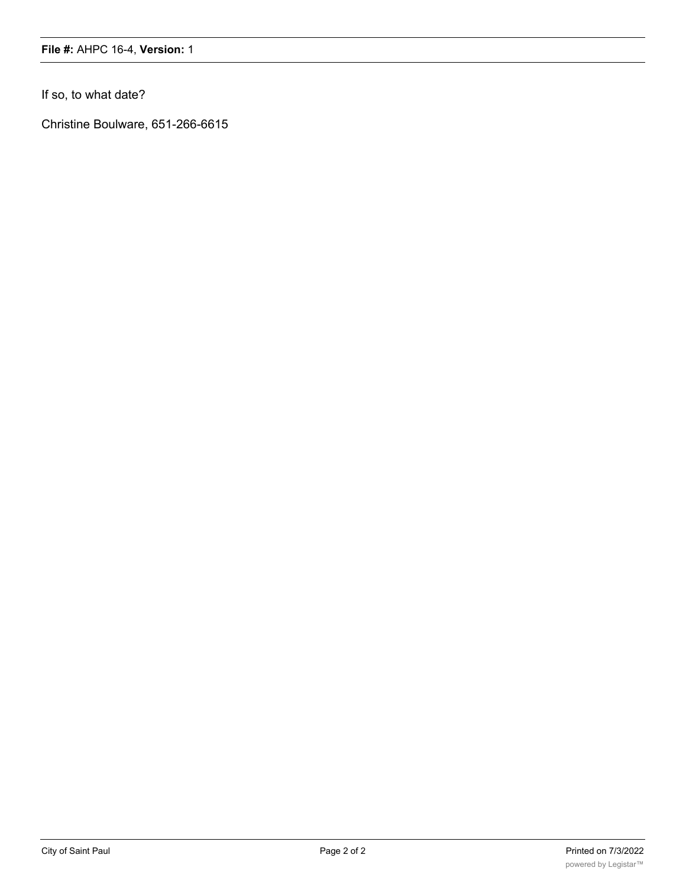If so, to what date?

Christine Boulware, 651-266-6615